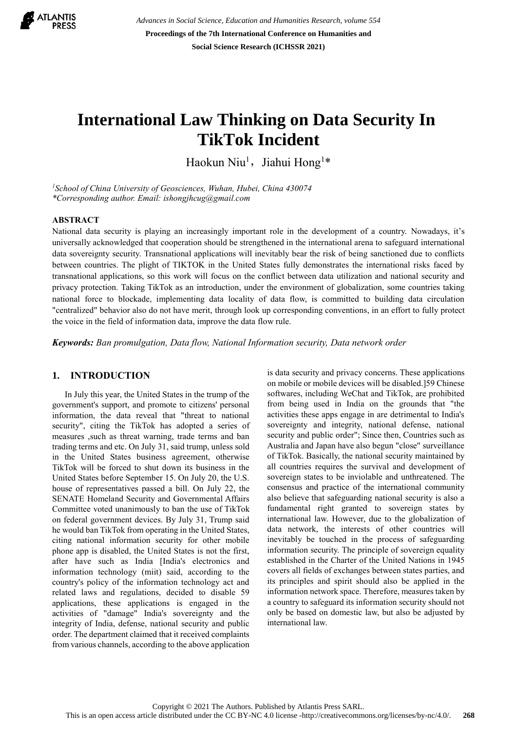# International Law Thinking on Data Security In TikTok Incident

Haokun Niu[1]，Jiahui Hong[1]*

[1]*School of China University of Geosciences, Wuhan, Hubei, China 430074*
*\*Corresponding author. Email: ishongjhcug@gmail.com*

## ABSTRACT

National data security is playing an increasingly important role in the development of a country. Nowadays, it's universally acknowledged that cooperation should be strengthened in the international arena to safeguard international data sovereignty security. Transnational applications will inevitably bear the risk of being sanctioned due to conflicts between countries. The plight of TIKTOK in the United States fully demonstrates the international risks faced by transnational applications, so this work will focus on the conflict between data utilization and national security and privacy protection. Taking TikTok as an introduction, under the environment of globalization, some countries taking national force to blockade, implementing data locality of data flow, is committed to building data circulation "centralized" behavior also do not have merit, through look up corresponding conventions, in an effort to fully protect the voice in the field of information data, improve the data flow rule.

***Keywords:*** *Ban promulgation, Data flow, National Information security, Data network order*

## 1. INTRODUCTION

In July this year, the United States in the trump of the government's support, and promote to citizens' personal information, the data reveal that "threat to national security", citing the TikTok has adopted a series of measures ,such as threat warning, trade terms and ban trading terms and etc. On July 31, said trump, unless sold in the United States business agreement, otherwise TikTok will be forced to shut down its business in the United States before September 15. On July 20, the U.S. house of representatives passed a bill. On July 22, the SENATE Homeland Security and Governmental Affairs Committee voted unanimously to ban the use of TikTok on federal government devices. By July 31, Trump said he would ban TikTok from operating in the United States, citing national information security for other mobile phone app is disabled, the United States is not the first, after have such as India [India's electronics and information technology (miit) said, according to the country's policy of the information technology act and related laws and regulations, decided to disable 59 applications, these applications is engaged in the activities of "damage" India's sovereignty and the integrity of India, defense, national security and public order. The department claimed that it received complaints from various channels, according to the above application is data security and privacy concerns. These applications on mobile or mobile devices will be disabled.]59 Chinese softwares, including WeChat and TikTok, are prohibited from being used in India on the grounds that "the activities these apps engage in are detrimental to India's sovereignty and integrity, national defense, national security and public order"; Since then, Countries such as Australia and Japan have also begun "close" surveillance of TikTok. Basically, the national security maintained by all countries requires the survival and development of sovereign states to be inviolable and unthreatened. The consensus and practice of the international community also believe that safeguarding national security is also a fundamental right granted to sovereign states by international law. However, due to the globalization of data network, the interests of other countries will inevitably be touched in the process of safeguarding information security. The principle of sovereign equality established in the Charter of the United Nations in 1945 covers all fields of exchanges between states parties, and its principles and spirit should also be applied in the information network space. Therefore, measures taken by a country to safeguard its information security should not only be based on domestic law, but also be adjusted by international law.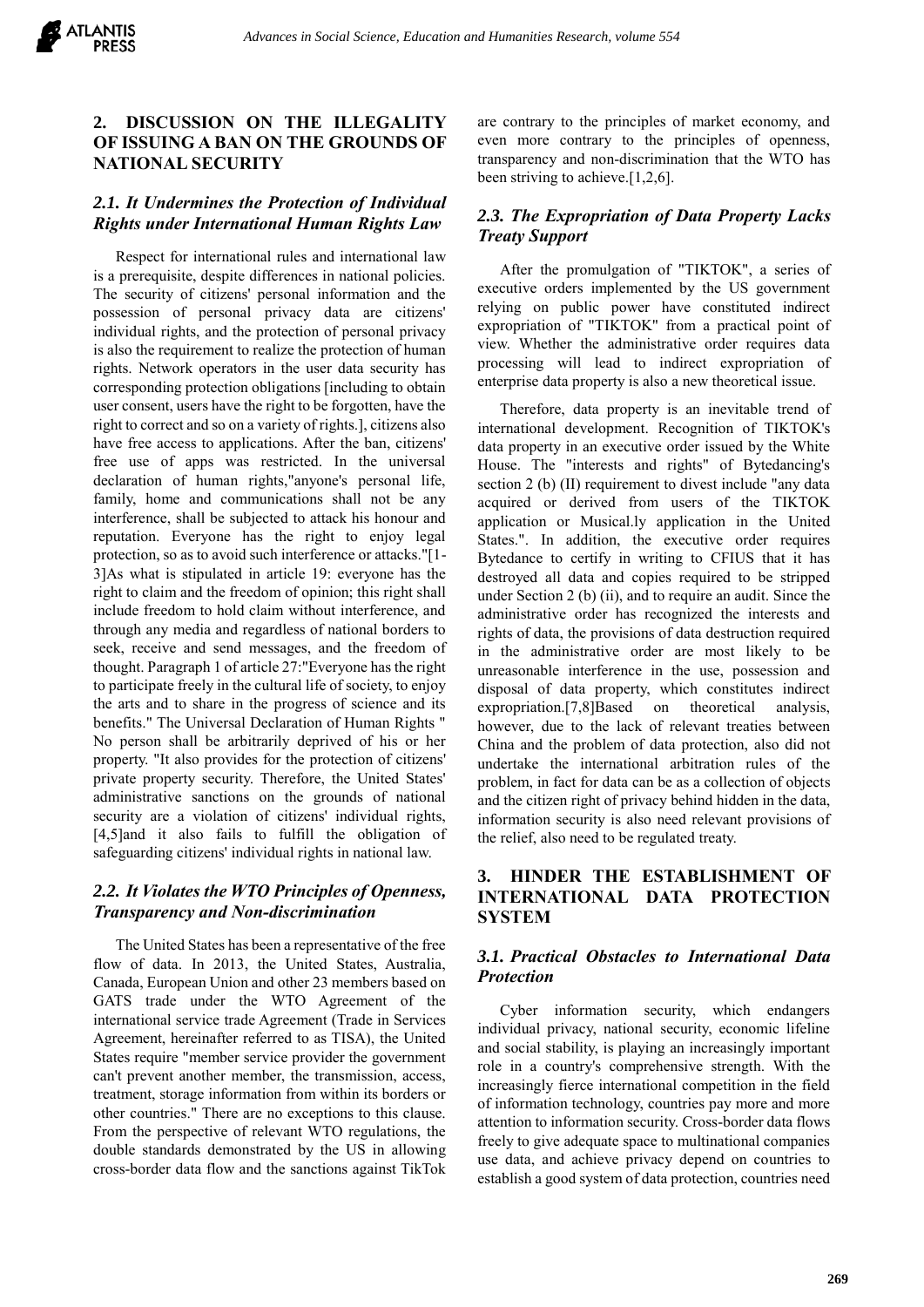## 2. DISCUSSION ON THE ILLEGALITY OF ISSUING A BAN ON THE GROUNDS OF NATIONAL SECURITY

### *2.1. It Undermines the Protection of Individual Rights under International Human Rights Law*

Respect for international rules and international law is a prerequisite, despite differences in national policies. The security of citizens' personal information and the possession of personal privacy data are citizens' individual rights, and the protection of personal privacy is also the requirement to realize the protection of human rights. Network operators in the user data security has corresponding protection obligations [including to obtain user consent, users have the right to be forgotten, have the right to correct and so on a variety of rights.], citizens also have free access to applications. After the ban, citizens' free use of apps was restricted. In the universal declaration of human rights,"anyone's personal life, family, home and communications shall not be any interference, shall be subjected to attack his honour and reputation. Everyone has the right to enjoy legal protection, so as to avoid such interference or attacks."[1-3]As what is stipulated in article 19: everyone has the right to claim and the freedom of opinion; this right shall include freedom to hold claim without interference, and through any media and regardless of national borders to seek, receive and send messages, and the freedom of thought. Paragraph 1 of article 27:"Everyone has the right to participate freely in the cultural life of society, to enjoy the arts and to share in the progress of science and its benefits." The Universal Declaration of Human Rights " No person shall be arbitrarily deprived of his or her property. "It also provides for the protection of citizens' private property security. Therefore, the United States' administrative sanctions on the grounds of national security are a violation of citizens' individual rights, [4,5]and it also fails to fulfill the obligation of safeguarding citizens' individual rights in national law.

### *2.2. It Violates the WTO Principles of Openness, Transparency and Non-discrimination*

The United States has been a representative of the free flow of data. In 2013, the United States, Australia, Canada, European Union and other 23 members based on GATS trade under the WTO Agreement of the international service trade Agreement (Trade in Services Agreement, hereinafter referred to as TISA), the United States require "member service provider the government can't prevent another member, the transmission, access, treatment, storage information from within its borders or other countries." There are no exceptions to this clause. From the perspective of relevant WTO regulations, the double standards demonstrated by the US in allowing cross-border data flow and the sanctions against TikTok are contrary to the principles of market economy, and even more contrary to the principles of openness, transparency and non-discrimination that the WTO has been striving to achieve.[1,2,6].

### *2.3. The Expropriation of Data Property Lacks Treaty Support*

After the promulgation of "TIKTOK", a series of executive orders implemented by the US government relying on public power have constituted indirect expropriation of "TIKTOK" from a practical point of view. Whether the administrative order requires data processing will lead to indirect expropriation of enterprise data property is also a new theoretical issue.

Therefore, data property is an inevitable trend of international development. Recognition of TIKTOK's data property in an executive order issued by the White House. The "interests and rights" of Bytedancing's section 2 (b) (II) requirement to divest include "any data acquired or derived from users of the TIKTOK application or Musical.ly application in the United States.". In addition, the executive order requires Bytedance to certify in writing to CFIUS that it has destroyed all data and copies required to be stripped under Section 2 (b) (ii), and to require an audit. Since the administrative order has recognized the interests and rights of data, the provisions of data destruction required in the administrative order are most likely to be unreasonable interference in the use, possession and disposal of data property, which constitutes indirect expropriation.[7,8]Based on theoretical analysis, however, due to the lack of relevant treaties between China and the problem of data protection, also did not undertake the international arbitration rules of the problem, in fact for data can be as a collection of objects and the citizen right of privacy behind hidden in the data, information security is also need relevant provisions of the relief, also need to be regulated treaty.

## 3. HINDER THE ESTABLISHMENT OF INTERNATIONAL DATA PROTECTION SYSTEM

### *3.1. Practical Obstacles to International Data Protection*

Cyber information security, which endangers individual privacy, national security, economic lifeline and social stability, is playing an increasingly important role in a country's comprehensive strength. With the increasingly fierce international competition in the field of information technology, countries pay more and more attention to information security. Cross-border data flows freely to give adequate space to multinational companies use data, and achieve privacy depend on countries to establish a good system of data protection, countries need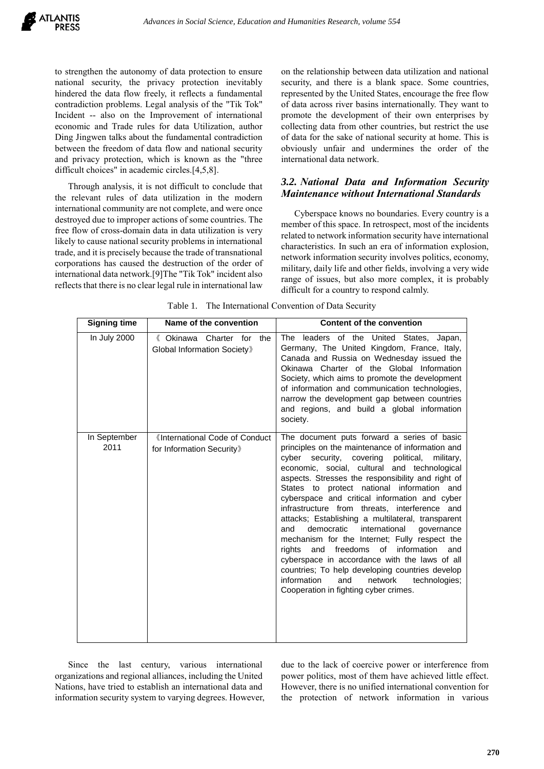to strengthen the autonomy of data protection to ensure national security, the privacy protection inevitably hindered the data flow freely, it reflects a fundamental contradiction problems. Legal analysis of the "Tik Tok" Incident -- also on the Improvement of international economic and Trade rules for data Utilization, author Ding Jingwen talks about the fundamental contradiction between the freedom of data flow and national security and privacy protection, which is known as the "three difficult choices" in academic circles.[4,5,8].

Through analysis, it is not difficult to conclude that the relevant rules of data utilization in the modern international community are not complete, and were once destroyed due to improper actions of some countries. The free flow of cross-domain data in data utilization is very likely to cause national security problems in international trade, and it is precisely because the trade of transnational corporations has caused the destruction of the order of international data network.[9]The "Tik Tok" incident also reflects that there is no clear legal rule in international law on the relationship between data utilization and national security, and there is a blank space. Some countries, represented by the United States, encourage the free flow of data across river basins internationally. They want to promote the development of their own enterprises by collecting data from other countries, but restrict the use of data for the sake of national security at home. This is obviously unfair and undermines the order of the international data network.

### *3.2. National Data and Information Security Maintenance without International Standards*

Cyberspace knows no boundaries. Every country is a member of this space. In retrospect, most of the incidents related to network information security have international characteristics. In such an era of information explosion, network information security involves politics, economy, military, daily life and other fields, involving a very wide range of issues, but also more complex, it is probably difficult for a country to respond calmly.

Table 1. The International Convention of Data Security

| Signing time | Name of the convention | Content of the convention |
|---|---|---|
| In July 2000 | 《Okinawa Charter for the Global Information Society》 | The leaders of the United States, Japan, Germany, The United Kingdom, France, Italy, Canada and Russia on Wednesday issued the Okinawa Charter of the Global Information Society, which aims to promote the development of information and communication technologies, narrow the development gap between countries and regions, and build a global information society. |
| In September 2011 | 《International Code of Conduct for Information Security》 | The document puts forward a series of basic principles on the maintenance of information and cyber security, covering political, military, economic, social, cultural and technological aspects. Stresses the responsibility and right of States to protect national information and cyberspace and critical information and cyber infrastructure from threats, interference and attacks; Establishing a multilateral, transparent and democratic international governance mechanism for the Internet; Fully respect the rights and freedoms of information and cyberspace in accordance with the laws of all countries; To help developing countries develop information and network technologies; Cooperation in fighting cyber crimes. |

Since the last century, various international organizations and regional alliances, including the United Nations, have tried to establish an international data and information security system to varying degrees. However, due to the lack of coercive power or interference from power politics, most of them have achieved little effect. However, there is no unified international convention for the protection of network information in various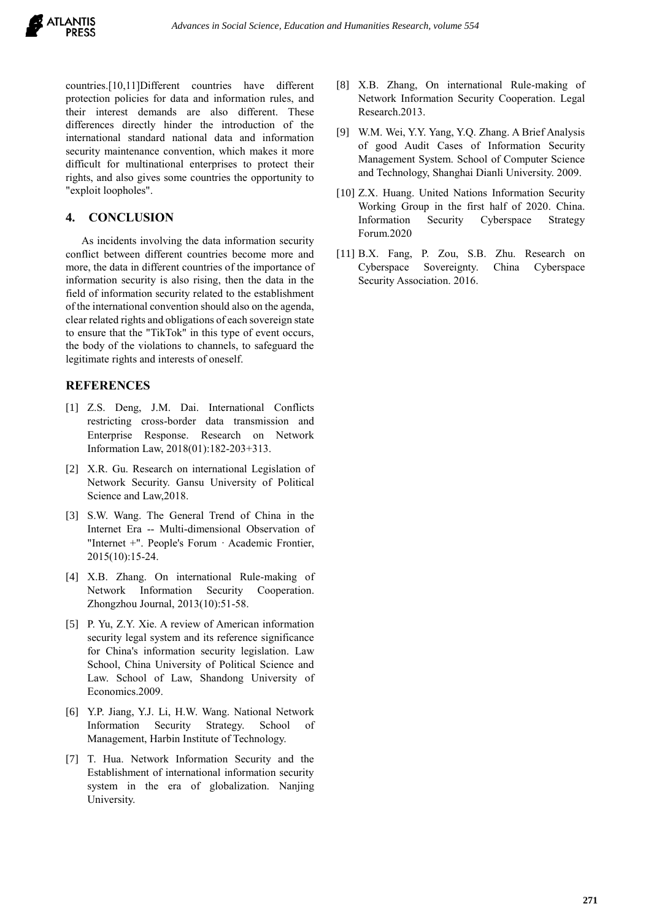countries.[10,11]Different countries have different protection policies for data and information rules, and their interest demands are also different. These differences directly hinder the introduction of the international standard national data and information security maintenance convention, which makes it more difficult for multinational enterprises to protect their rights, and also gives some countries the opportunity to "exploit loopholes".

## 4. CONCLUSION

As incidents involving the data information security conflict between different countries become more and more, the data in different countries of the importance of information security is also rising, then the data in the field of information security related to the establishment of the international convention should also on the agenda, clear related rights and obligations of each sovereign state to ensure that the "TikTok" in this type of event occurs, the body of the violations to channels, to safeguard the legitimate rights and interests of oneself.

## REFERENCES

[1] Z.S. Deng, J.M. Dai. International Conflicts restricting cross-border data transmission and Enterprise Response. Research on Network Information Law, 2018(01):182-203+313.

[2] X.R. Gu. Research on international Legislation of Network Security. Gansu University of Political Science and Law,2018.

[3] S.W. Wang. The General Trend of China in the Internet Era -- Multi-dimensional Observation of "Internet +". People's Forum · Academic Frontier, 2015(10):15-24.

[4] X.B. Zhang. On international Rule-making of Network Information Security Cooperation. Zhongzhou Journal, 2013(10):51-58.

[5] P. Yu, Z.Y. Xie. A review of American information security legal system and its reference significance for China's information security legislation. Law School, China University of Political Science and Law. School of Law, Shandong University of Economics.2009.

[6] Y.P. Jiang, Y.J. Li, H.W. Wang. National Network Information Security Strategy. School of Management, Harbin Institute of Technology.

[7] T. Hua. Network Information Security and the Establishment of international information security system in the era of globalization. Nanjing University.

[8] X.B. Zhang, On international Rule-making of Network Information Security Cooperation. Legal Research.2013.

[9] W.M. Wei, Y.Y. Yang, Y.Q. Zhang. A Brief Analysis of good Audit Cases of Information Security Management System. School of Computer Science and Technology, Shanghai Dianli University. 2009.

[10] Z.X. Huang. United Nations Information Security Working Group in the first half of 2020. China. Information Security Cyberspace Strategy Forum.2020

[11] B.X. Fang, P. Zou, S.B. Zhu. Research on Cyberspace Sovereignty. China Cyberspace Security Association. 2016.